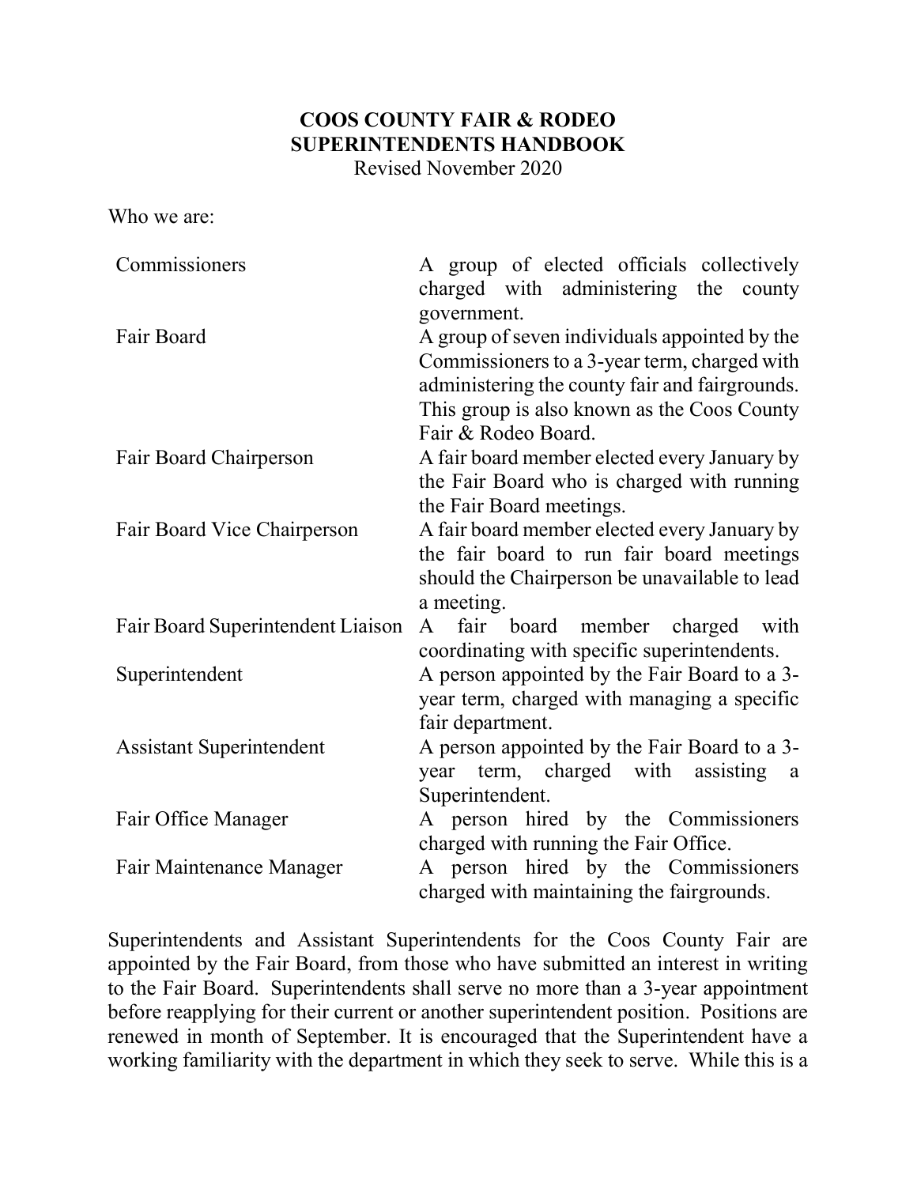# COOS COUNTY FAIR & RODEO
# SUPERINTENDENTS HANDBOOK

Revised November 2020

Who we are:

| | |
|---|---|
| Commissioners | A group of elected officials collectively charged with administering the county government. |
| Fair Board | A group of seven individuals appointed by the Commissioners to a 3-year term, charged with administering the county fair and fairgrounds. This group is also known as the Coos County Fair & Rodeo Board. |
| Fair Board Chairperson | A fair board member elected every January by the Fair Board who is charged with running the Fair Board meetings. |
| Fair Board Vice Chairperson | A fair board member elected every January by the fair board to run fair board meetings should the Chairperson be unavailable to lead a meeting. |
| Fair Board Superintendent Liaison | A fair board member charged with coordinating with specific superintendents. |
| Superintendent | A person appointed by the Fair Board to a 3-year term, charged with managing a specific fair department. |
| Assistant Superintendent | A person appointed by the Fair Board to a 3-year term, charged with assisting a Superintendent. |
| Fair Office Manager | A person hired by the Commissioners charged with running the Fair Office. |
| Fair Maintenance Manager | A person hired by the Commissioners charged with maintaining the fairgrounds. |

Superintendents and Assistant Superintendents for the Coos County Fair are appointed by the Fair Board, from those who have submitted an interest in writing to the Fair Board. Superintendents shall serve no more than a 3-year appointment before reapplying for their current or another superintendent position. Positions are renewed in month of September. It is encouraged that the Superintendent have a working familiarity with the department in which they seek to serve. While this is a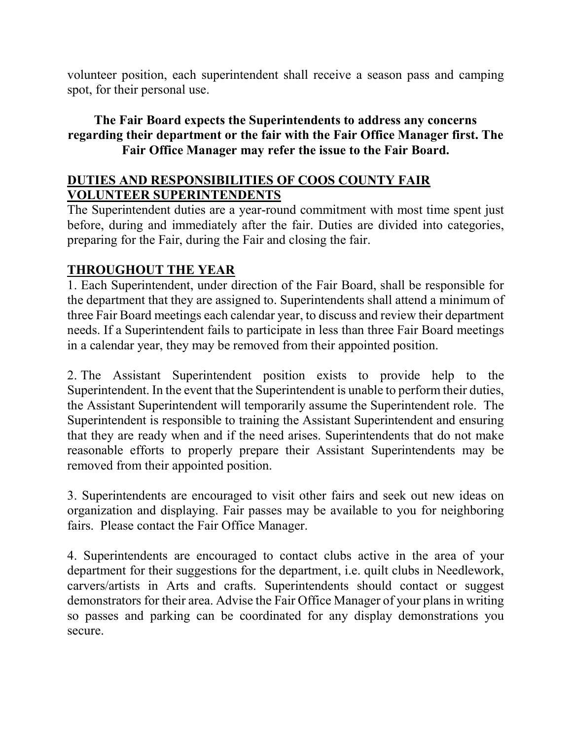volunteer position, each superintendent shall receive a season pass and camping spot, for their personal use.

**The Fair Board expects the Superintendents to address any concerns regarding their department or the fair with the Fair Office Manager first. The Fair Office Manager may refer the issue to the Fair Board.**

## DUTIES AND RESPONSIBILITIES OF COOS COUNTY FAIR VOLUNTEER SUPERINTENDENTS

The Superintendent duties are a year-round commitment with most time spent just before, during and immediately after the fair. Duties are divided into categories, preparing for the Fair, during the Fair and closing the fair.

## THROUGHOUT THE YEAR

1. Each Superintendent, under direction of the Fair Board, shall be responsible for the department that they are assigned to. Superintendents shall attend a minimum of three Fair Board meetings each calendar year, to discuss and review their department needs. If a Superintendent fails to participate in less than three Fair Board meetings in a calendar year, they may be removed from their appointed position.

2. The Assistant Superintendent position exists to provide help to the Superintendent. In the event that the Superintendent is unable to perform their duties, the Assistant Superintendent will temporarily assume the Superintendent role. The Superintendent is responsible to training the Assistant Superintendent and ensuring that they are ready when and if the need arises. Superintendents that do not make reasonable efforts to properly prepare their Assistant Superintendents may be removed from their appointed position.

3. Superintendents are encouraged to visit other fairs and seek out new ideas on organization and displaying. Fair passes may be available to you for neighboring fairs. Please contact the Fair Office Manager.

4. Superintendents are encouraged to contact clubs active in the area of your department for their suggestions for the department, i.e. quilt clubs in Needlework, carvers/artists in Arts and crafts. Superintendents should contact or suggest demonstrators for their area. Advise the Fair Office Manager of your plans in writing so passes and parking can be coordinated for any display demonstrations you secure.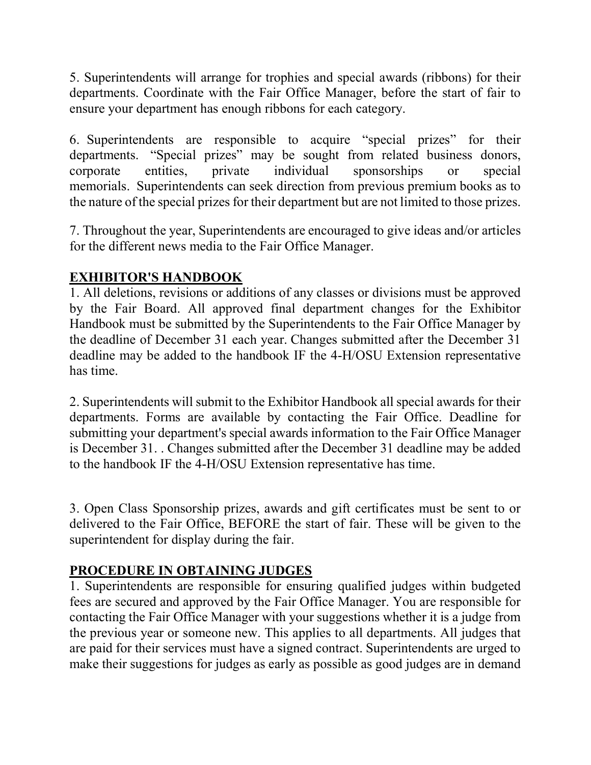5. Superintendents will arrange for trophies and special awards (ribbons) for their departments. Coordinate with the Fair Office Manager, before the start of fair to ensure your department has enough ribbons for each category.

6. Superintendents are responsible to acquire "special prizes" for their departments. "Special prizes" may be sought from related business donors, corporate entities, private individual sponsorships or special memorials. Superintendents can seek direction from previous premium books as to the nature of the special prizes for their department but are not limited to those prizes.

7. Throughout the year, Superintendents are encouraged to give ideas and/or articles for the different news media to the Fair Office Manager.

## EXHIBITOR'S HANDBOOK

1. All deletions, revisions or additions of any classes or divisions must be approved by the Fair Board. All approved final department changes for the Exhibitor Handbook must be submitted by the Superintendents to the Fair Office Manager by the deadline of December 31 each year. Changes submitted after the December 31 deadline may be added to the handbook IF the 4-H/OSU Extension representative has time.

2. Superintendents will submit to the Exhibitor Handbook all special awards for their departments. Forms are available by contacting the Fair Office. Deadline for submitting your department's special awards information to the Fair Office Manager is December 31. . Changes submitted after the December 31 deadline may be added to the handbook IF the 4-H/OSU Extension representative has time.

3. Open Class Sponsorship prizes, awards and gift certificates must be sent to or delivered to the Fair Office, BEFORE the start of fair. These will be given to the superintendent for display during the fair.

## PROCEDURE IN OBTAINING JUDGES

1. Superintendents are responsible for ensuring qualified judges within budgeted fees are secured and approved by the Fair Office Manager. You are responsible for contacting the Fair Office Manager with your suggestions whether it is a judge from the previous year or someone new. This applies to all departments. All judges that are paid for their services must have a signed contract. Superintendents are urged to make their suggestions for judges as early as possible as good judges are in demand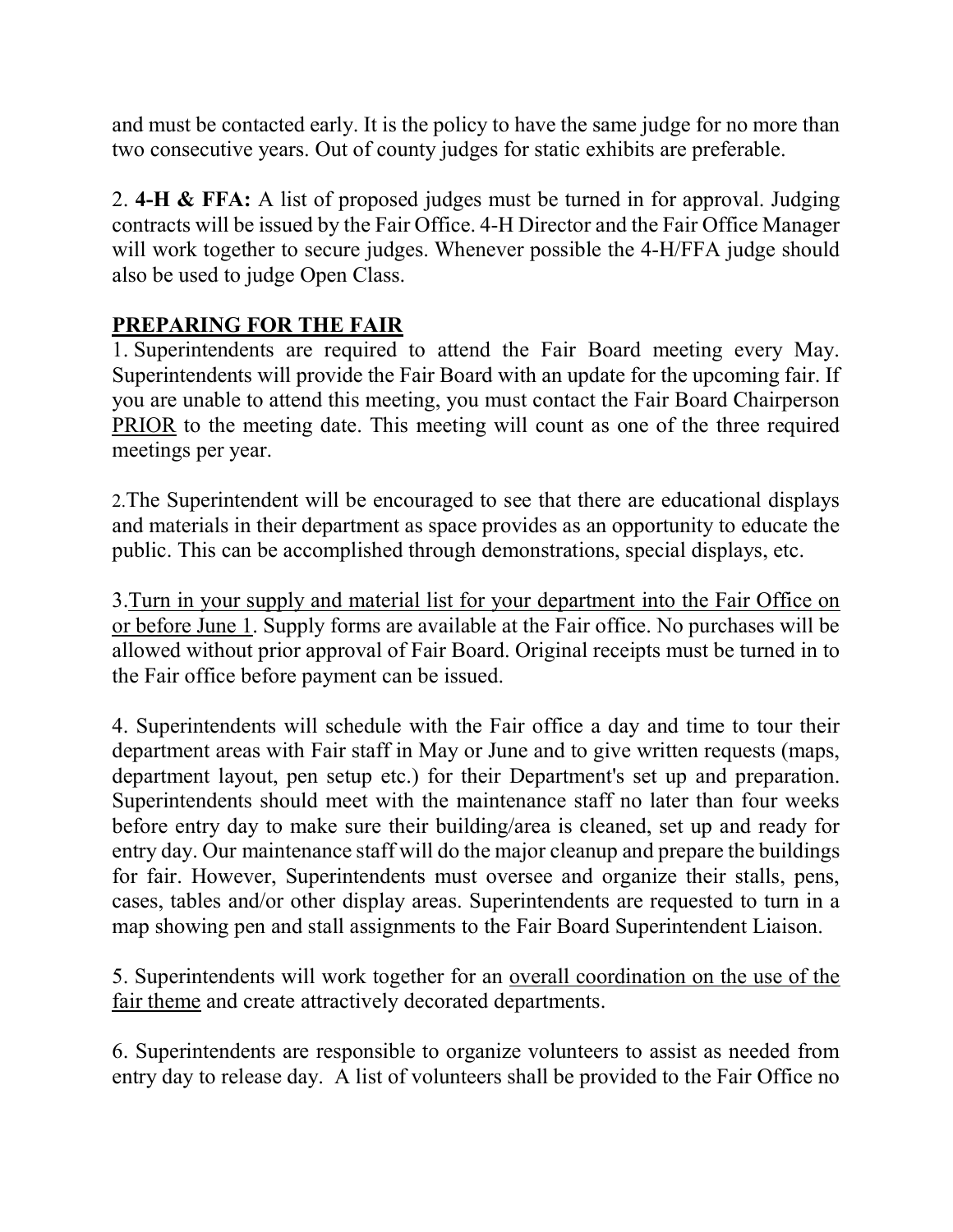and must be contacted early. It is the policy to have the same judge for no more than two consecutive years. Out of county judges for static exhibits are preferable.

2. **4-H & FFA:** A list of proposed judges must be turned in for approval. Judging contracts will be issued by the Fair Office. 4-H Director and the Fair Office Manager will work together to secure judges. Whenever possible the 4-H/FFA judge should also be used to judge Open Class.

## <u>PREPARING FOR THE FAIR</u>

1. Superintendents are required to attend the Fair Board meeting every May. Superintendents will provide the Fair Board with an update for the upcoming fair. If you are unable to attend this meeting, you must contact the Fair Board Chairperson <u>PRIOR</u> to the meeting date. This meeting will count as one of the three required meetings per year.

2. The Superintendent will be encouraged to see that there are educational displays and materials in their department as space provides as an opportunity to educate the public. This can be accomplished through demonstrations, special displays, etc.

3. <u>Turn in your supply and material list for your department into the Fair Office on or before June 1</u>. Supply forms are available at the Fair office. No purchases will be allowed without prior approval of Fair Board. Original receipts must be turned in to the Fair office before payment can be issued.

4. Superintendents will schedule with the Fair office a day and time to tour their department areas with Fair staff in May or June and to give written requests (maps, department layout, pen setup etc.) for their Department's set up and preparation. Superintendents should meet with the maintenance staff no later than four weeks before entry day to make sure their building/area is cleaned, set up and ready for entry day. Our maintenance staff will do the major cleanup and prepare the buildings for fair. However, Superintendents must oversee and organize their stalls, pens, cases, tables and/or other display areas. Superintendents are requested to turn in a map showing pen and stall assignments to the Fair Board Superintendent Liaison.

5. Superintendents will work together for an <u>overall coordination on the use of the fair theme</u> and create attractively decorated departments.

6. Superintendents are responsible to organize volunteers to assist as needed from entry day to release day. A list of volunteers shall be provided to the Fair Office no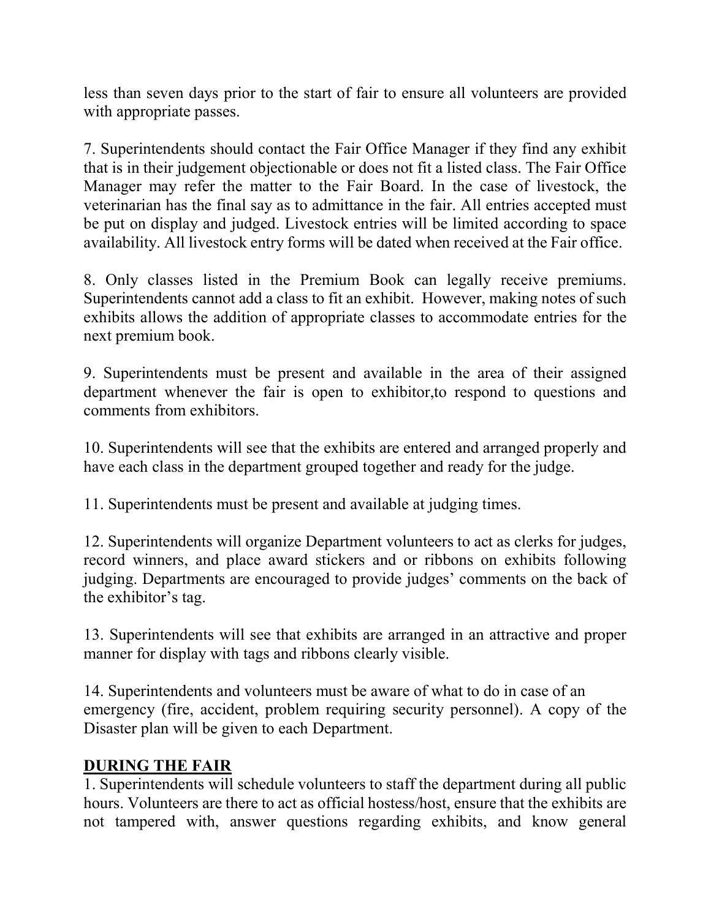less than seven days prior to the start of fair to ensure all volunteers are provided with appropriate passes.

7. Superintendents should contact the Fair Office Manager if they find any exhibit that is in their judgement objectionable or does not fit a listed class. The Fair Office Manager may refer the matter to the Fair Board. In the case of livestock, the veterinarian has the final say as to admittance in the fair. All entries accepted must be put on display and judged. Livestock entries will be limited according to space availability. All livestock entry forms will be dated when received at the Fair office.

8. Only classes listed in the Premium Book can legally receive premiums. Superintendents cannot add a class to fit an exhibit. However, making notes of such exhibits allows the addition of appropriate classes to accommodate entries for the next premium book.

9. Superintendents must be present and available in the area of their assigned department whenever the fair is open to exhibitor,to respond to questions and comments from exhibitors.

10. Superintendents will see that the exhibits are entered and arranged properly and have each class in the department grouped together and ready for the judge.

11. Superintendents must be present and available at judging times.

12. Superintendents will organize Department volunteers to act as clerks for judges, record winners, and place award stickers and or ribbons on exhibits following judging. Departments are encouraged to provide judges' comments on the back of the exhibitor's tag.

13. Superintendents will see that exhibits are arranged in an attractive and proper manner for display with tags and ribbons clearly visible.

14. Superintendents and volunteers must be aware of what to do in case of an emergency (fire, accident, problem requiring security personnel). A copy of the Disaster plan will be given to each Department.

## DURING THE FAIR

1. Superintendents will schedule volunteers to staff the department during all public hours. Volunteers are there to act as official hostess/host, ensure that the exhibits are not tampered with, answer questions regarding exhibits, and know general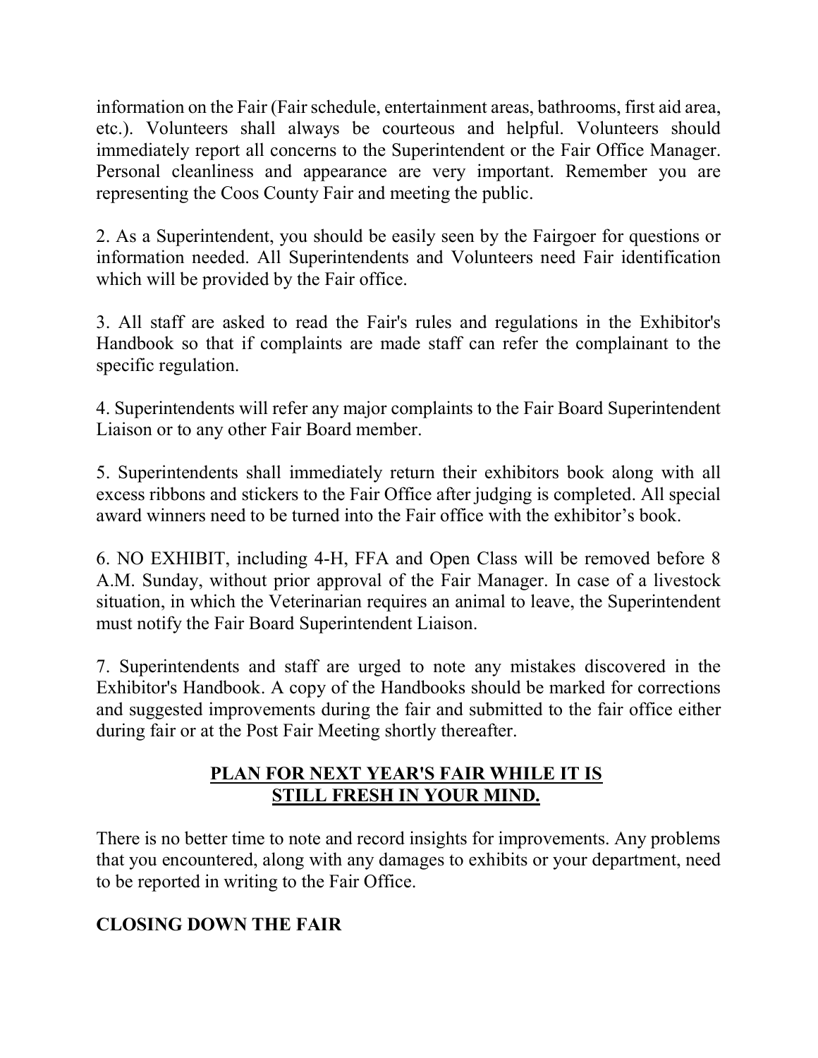information on the Fair (Fair schedule, entertainment areas, bathrooms, first aid area, etc.). Volunteers shall always be courteous and helpful. Volunteers should immediately report all concerns to the Superintendent or the Fair Office Manager. Personal cleanliness and appearance are very important. Remember you are representing the Coos County Fair and meeting the public.

2. As a Superintendent, you should be easily seen by the Fairgoer for questions or information needed. All Superintendents and Volunteers need Fair identification which will be provided by the Fair office.

3. All staff are asked to read the Fair's rules and regulations in the Exhibitor's Handbook so that if complaints are made staff can refer the complainant to the specific regulation.

4. Superintendents will refer any major complaints to the Fair Board Superintendent Liaison or to any other Fair Board member.

5. Superintendents shall immediately return their exhibitors book along with all excess ribbons and stickers to the Fair Office after judging is completed. All special award winners need to be turned into the Fair office with the exhibitor's book.

6. NO EXHIBIT, including 4-H, FFA and Open Class will be removed before 8 A.M. Sunday, without prior approval of the Fair Manager. In case of a livestock situation, in which the Veterinarian requires an animal to leave, the Superintendent must notify the Fair Board Superintendent Liaison.

7. Superintendents and staff are urged to note any mistakes discovered in the Exhibitor's Handbook. A copy of the Handbooks should be marked for corrections and suggested improvements during the fair and submitted to the fair office either during fair or at the Post Fair Meeting shortly thereafter.

**PLAN FOR NEXT YEAR'S FAIR WHILE IT IS STILL FRESH IN YOUR MIND.**

There is no better time to note and record insights for improvements. Any problems that you encountered, along with any damages to exhibits or your department, need to be reported in writing to the Fair Office.

## CLOSING DOWN THE FAIR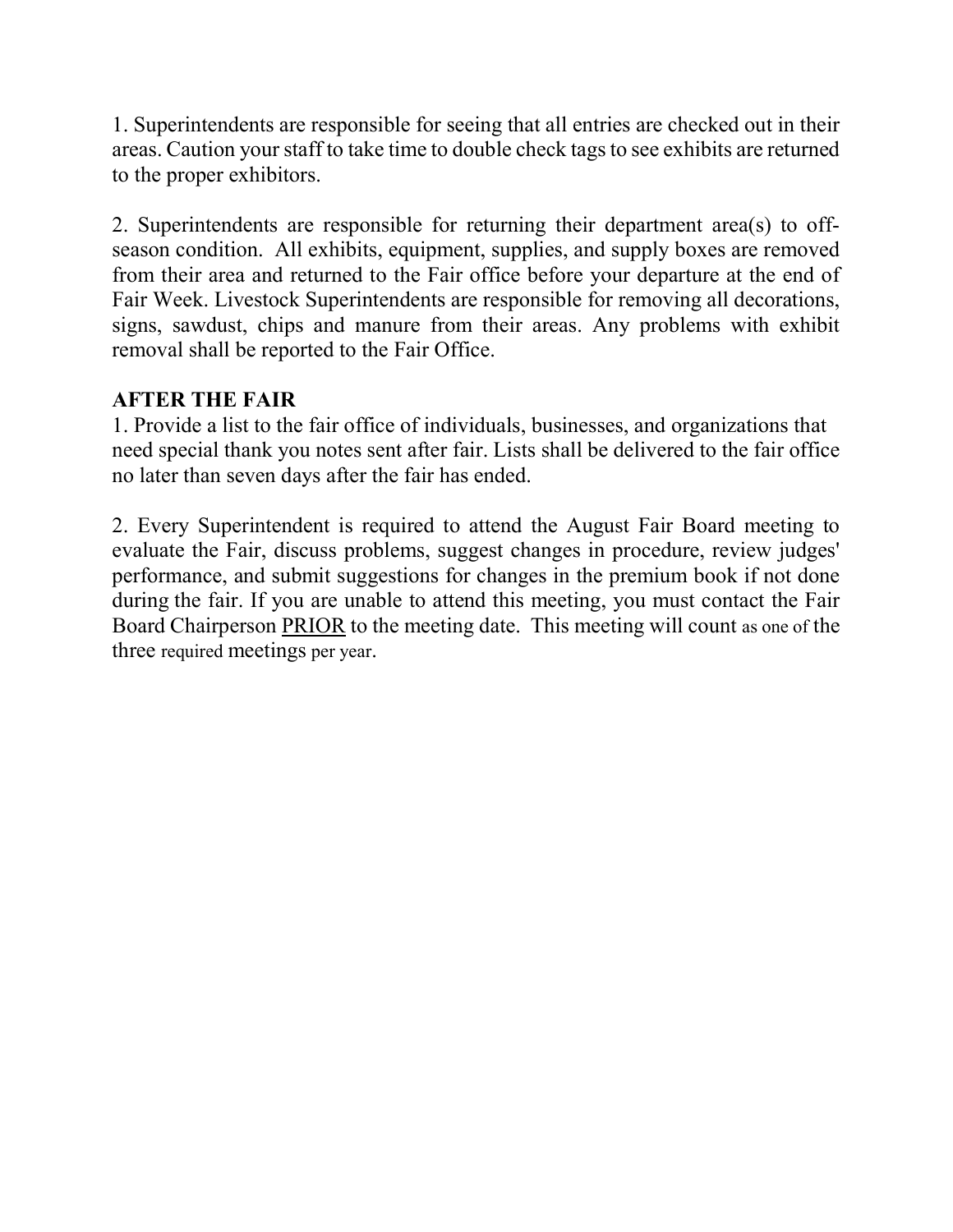1. Superintendents are responsible for seeing that all entries are checked out in their areas. Caution your staff to take time to double check tags to see exhibits are returned to the proper exhibitors.

2. Superintendents are responsible for returning their department area(s) to off-season condition. All exhibits, equipment, supplies, and supply boxes are removed from their area and returned to the Fair office before your departure at the end of Fair Week. Livestock Superintendents are responsible for removing all decorations, signs, sawdust, chips and manure from their areas. Any problems with exhibit removal shall be reported to the Fair Office.

**AFTER THE FAIR**

1. Provide a list to the fair office of individuals, businesses, and organizations that need special thank you notes sent after fair. Lists shall be delivered to the fair office no later than seven days after the fair has ended.

2. Every Superintendent is required to attend the August Fair Board meeting to evaluate the Fair, discuss problems, suggest changes in procedure, review judges' performance, and submit suggestions for changes in the premium book if not done during the fair. If you are unable to attend this meeting, you must contact the Fair Board Chairperson <u>PRIOR</u> to the meeting date. This meeting will count as one of the three required meetings per year.